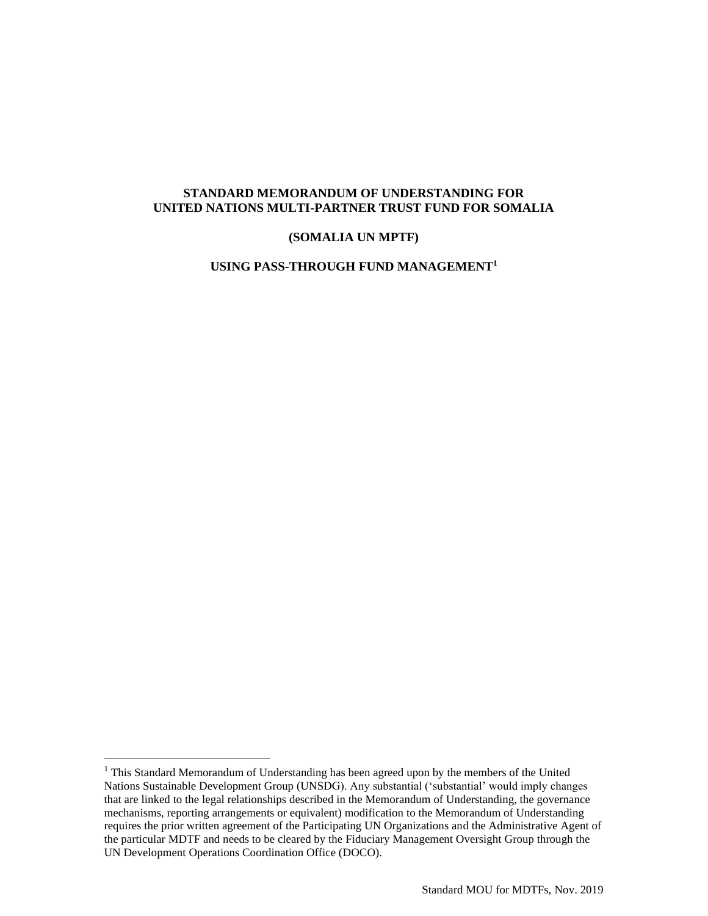# STANDARD MEMORANDUM OF UNDERSTANDING FOR UNITED NATIONS MULTI-PARTNER TRUST FUND FOR SOMALIA

## (SOMALIA UN MPTF)

## USING PASS-THROUGH FUND MANAGEMENT[1]

---

[1] This Standard Memorandum of Understanding has been agreed upon by the members of the United Nations Sustainable Development Group (UNSDG). Any substantial ('substantial' would imply changes that are linked to the legal relationships described in the Memorandum of Understanding, the governance mechanisms, reporting arrangements or equivalent) modification to the Memorandum of Understanding requires the prior written agreement of the Participating UN Organizations and the Administrative Agent of the particular MDTF and needs to be cleared by the Fiduciary Management Oversight Group through the UN Development Operations Coordination Office (DOCO).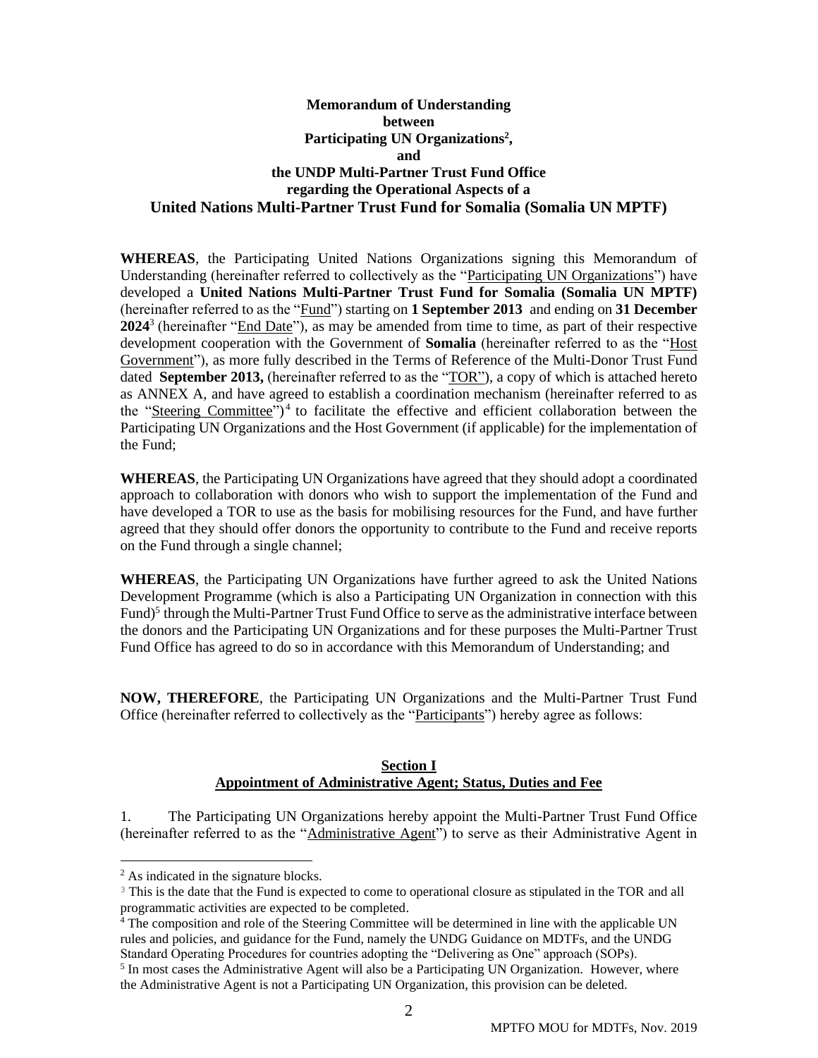**Memorandum of Understanding**
**between**
**Participating UN Organizations[2],**
**and**
**the UNDP Multi-Partner Trust Fund Office**
**regarding the Operational Aspects of a**
**United Nations Multi-Partner Trust Fund for Somalia (Somalia UN MPTF)**

**WHEREAS**, the Participating United Nations Organizations signing this Memorandum of Understanding (hereinafter referred to collectively as the "Participating UN Organizations") have developed a **United Nations Multi-Partner Trust Fund for Somalia (Somalia UN MPTF)** (hereinafter referred to as the "Fund") starting on **1 September 2013** and ending on **31 December 2024**[3] (hereinafter "End Date"), as may be amended from time to time, as part of their respective development cooperation with the Government of **Somalia** (hereinafter referred to as the "Host Government"), as more fully described in the Terms of Reference of the Multi-Donor Trust Fund dated **September 2013,** (hereinafter referred to as the "TOR"), a copy of which is attached hereto as ANNEX A, and have agreed to establish a coordination mechanism (hereinafter referred to as the "Steering Committee")[4] to facilitate the effective and efficient collaboration between the Participating UN Organizations and the Host Government (if applicable) for the implementation of the Fund;

**WHEREAS**, the Participating UN Organizations have agreed that they should adopt a coordinated approach to collaboration with donors who wish to support the implementation of the Fund and have developed a TOR to use as the basis for mobilising resources for the Fund, and have further agreed that they should offer donors the opportunity to contribute to the Fund and receive reports on the Fund through a single channel;

**WHEREAS**, the Participating UN Organizations have further agreed to ask the United Nations Development Programme (which is also a Participating UN Organization in connection with this Fund)[5] through the Multi-Partner Trust Fund Office to serve as the administrative interface between the donors and the Participating UN Organizations and for these purposes the Multi-Partner Trust Fund Office has agreed to do so in accordance with this Memorandum of Understanding; and

**NOW, THEREFORE**, the Participating UN Organizations and the Multi-Partner Trust Fund Office (hereinafter referred to collectively as the "Participants") hereby agree as follows:

## Section I
## Appointment of Administrative Agent; Status, Duties and Fee

1. The Participating UN Organizations hereby appoint the Multi-Partner Trust Fund Office (hereinafter referred to as the "Administrative Agent") to serve as their Administrative Agent in

---

[2] As indicated in the signature blocks.

[3] This is the date that the Fund is expected to come to operational closure as stipulated in the TOR and all programmatic activities are expected to be completed.

[4] The composition and role of the Steering Committee will be determined in line with the applicable UN rules and policies, and guidance for the Fund, namely the UNDG Guidance on MDTFs, and the UNDG Standard Operating Procedures for countries adopting the "Delivering as One" approach (SOPs).

[5] In most cases the Administrative Agent will also be a Participating UN Organization. However, where the Administrative Agent is not a Participating UN Organization, this provision can be deleted.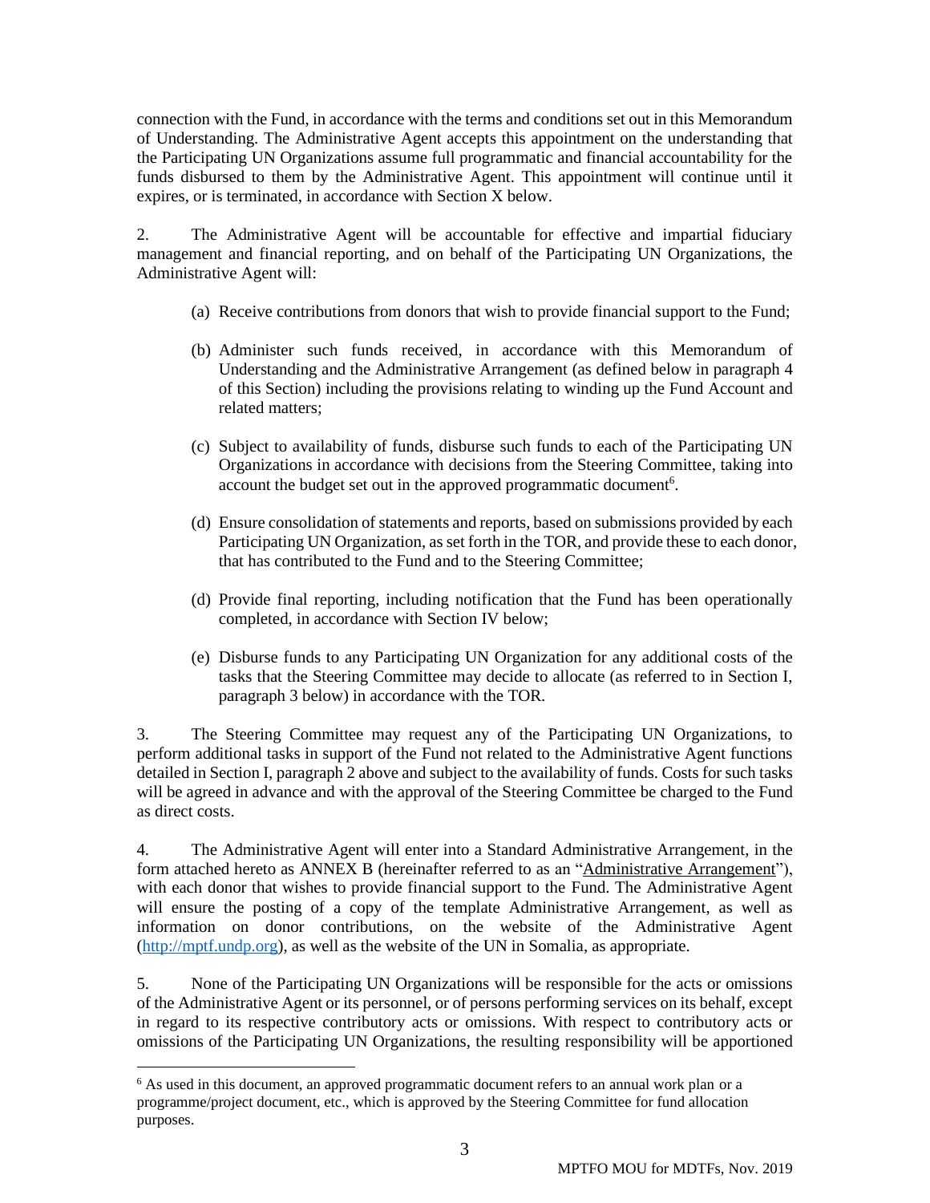connection with the Fund, in accordance with the terms and conditions set out in this Memorandum of Understanding. The Administrative Agent accepts this appointment on the understanding that the Participating UN Organizations assume full programmatic and financial accountability for the funds disbursed to them by the Administrative Agent. This appointment will continue until it expires, or is terminated, in accordance with Section X below.

2. The Administrative Agent will be accountable for effective and impartial fiduciary management and financial reporting, and on behalf of the Participating UN Organizations, the Administrative Agent will:

(a) Receive contributions from donors that wish to provide financial support to the Fund;

(b) Administer such funds received, in accordance with this Memorandum of Understanding and the Administrative Arrangement (as defined below in paragraph 4 of this Section) including the provisions relating to winding up the Fund Account and related matters;

(c) Subject to availability of funds, disburse such funds to each of the Participating UN Organizations in accordance with decisions from the Steering Committee, taking into account the budget set out in the approved programmatic document[6].

(d) Ensure consolidation of statements and reports, based on submissions provided by each Participating UN Organization, as set forth in the TOR, and provide these to each donor, that has contributed to the Fund and to the Steering Committee;

(d) Provide final reporting, including notification that the Fund has been operationally completed, in accordance with Section IV below;

(e) Disburse funds to any Participating UN Organization for any additional costs of the tasks that the Steering Committee may decide to allocate (as referred to in Section I, paragraph 3 below) in accordance with the TOR.

3. The Steering Committee may request any of the Participating UN Organizations, to perform additional tasks in support of the Fund not related to the Administrative Agent functions detailed in Section I, paragraph 2 above and subject to the availability of funds. Costs for such tasks will be agreed in advance and with the approval of the Steering Committee be charged to the Fund as direct costs.

4. The Administrative Agent will enter into a Standard Administrative Arrangement, in the form attached hereto as ANNEX B (hereinafter referred to as an "Administrative Arrangement"), with each donor that wishes to provide financial support to the Fund. The Administrative Agent will ensure the posting of a copy of the template Administrative Arrangement, as well as information on donor contributions, on the website of the Administrative Agent (http://mptf.undp.org), as well as the website of the UN in Somalia, as appropriate.

5. None of the Participating UN Organizations will be responsible for the acts or omissions of the Administrative Agent or its personnel, or of persons performing services on its behalf, except in regard to its respective contributory acts or omissions. With respect to contributory acts or omissions of the Participating UN Organizations, the resulting responsibility will be apportioned

[6] As used in this document, an approved programmatic document refers to an annual work plan or a programme/project document, etc., which is approved by the Steering Committee for fund allocation purposes.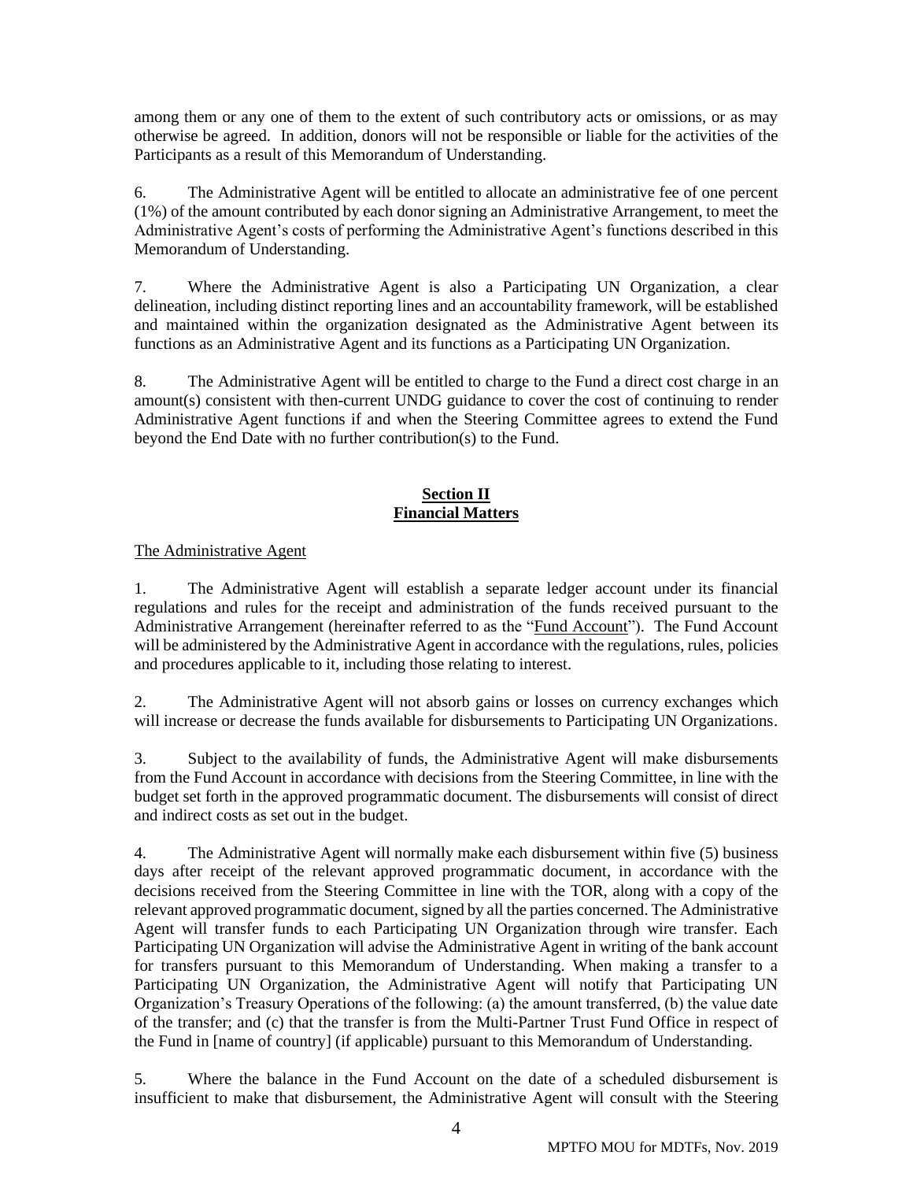among them or any one of them to the extent of such contributory acts or omissions, or as may otherwise be agreed. In addition, donors will not be responsible or liable for the activities of the Participants as a result of this Memorandum of Understanding.

6. The Administrative Agent will be entitled to allocate an administrative fee of one percent (1%) of the amount contributed by each donor signing an Administrative Arrangement, to meet the Administrative Agent's costs of performing the Administrative Agent's functions described in this Memorandum of Understanding.

7. Where the Administrative Agent is also a Participating UN Organization, a clear delineation, including distinct reporting lines and an accountability framework, will be established and maintained within the organization designated as the Administrative Agent between its functions as an Administrative Agent and its functions as a Participating UN Organization.

8. The Administrative Agent will be entitled to charge to the Fund a direct cost charge in an amount(s) consistent with then-current UNDG guidance to cover the cost of continuing to render Administrative Agent functions if and when the Steering Committee agrees to extend the Fund beyond the End Date with no further contribution(s) to the Fund.

## Section II
## Financial Matters

The Administrative Agent

1. The Administrative Agent will establish a separate ledger account under its financial regulations and rules for the receipt and administration of the funds received pursuant to the Administrative Arrangement (hereinafter referred to as the "Fund Account"). The Fund Account will be administered by the Administrative Agent in accordance with the regulations, rules, policies and procedures applicable to it, including those relating to interest.

2. The Administrative Agent will not absorb gains or losses on currency exchanges which will increase or decrease the funds available for disbursements to Participating UN Organizations.

3. Subject to the availability of funds, the Administrative Agent will make disbursements from the Fund Account in accordance with decisions from the Steering Committee, in line with the budget set forth in the approved programmatic document. The disbursements will consist of direct and indirect costs as set out in the budget.

4. The Administrative Agent will normally make each disbursement within five (5) business days after receipt of the relevant approved programmatic document, in accordance with the decisions received from the Steering Committee in line with the TOR, along with a copy of the relevant approved programmatic document, signed by all the parties concerned. The Administrative Agent will transfer funds to each Participating UN Organization through wire transfer. Each Participating UN Organization will advise the Administrative Agent in writing of the bank account for transfers pursuant to this Memorandum of Understanding. When making a transfer to a Participating UN Organization, the Administrative Agent will notify that Participating UN Organization's Treasury Operations of the following: (a) the amount transferred, (b) the value date of the transfer; and (c) that the transfer is from the Multi-Partner Trust Fund Office in respect of the Fund in [name of country] (if applicable) pursuant to this Memorandum of Understanding.

5. Where the balance in the Fund Account on the date of a scheduled disbursement is insufficient to make that disbursement, the Administrative Agent will consult with the Steering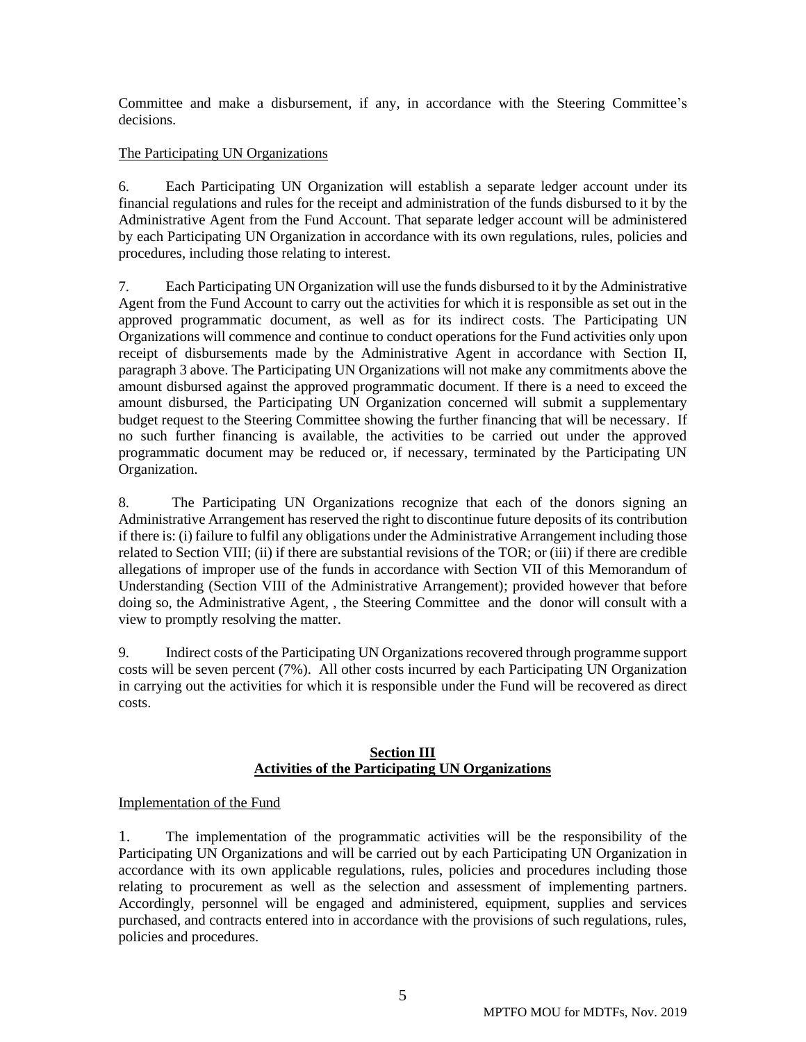Committee and make a disbursement, if any, in accordance with the Steering Committee's decisions.

The Participating UN Organizations

6. Each Participating UN Organization will establish a separate ledger account under its financial regulations and rules for the receipt and administration of the funds disbursed to it by the Administrative Agent from the Fund Account. That separate ledger account will be administered by each Participating UN Organization in accordance with its own regulations, rules, policies and procedures, including those relating to interest.

7. Each Participating UN Organization will use the funds disbursed to it by the Administrative Agent from the Fund Account to carry out the activities for which it is responsible as set out in the approved programmatic document, as well as for its indirect costs. The Participating UN Organizations will commence and continue to conduct operations for the Fund activities only upon receipt of disbursements made by the Administrative Agent in accordance with Section II, paragraph 3 above. The Participating UN Organizations will not make any commitments above the amount disbursed against the approved programmatic document. If there is a need to exceed the amount disbursed, the Participating UN Organization concerned will submit a supplementary budget request to the Steering Committee showing the further financing that will be necessary. If no such further financing is available, the activities to be carried out under the approved programmatic document may be reduced or, if necessary, terminated by the Participating UN Organization.

8. The Participating UN Organizations recognize that each of the donors signing an Administrative Arrangement has reserved the right to discontinue future deposits of its contribution if there is: (i) failure to fulfil any obligations under the Administrative Arrangement including those related to Section VIII; (ii) if there are substantial revisions of the TOR; or (iii) if there are credible allegations of improper use of the funds in accordance with Section VII of this Memorandum of Understanding (Section VIII of the Administrative Arrangement); provided however that before doing so, the Administrative Agent, , the Steering Committee and the donor will consult with a view to promptly resolving the matter.

9. Indirect costs of the Participating UN Organizations recovered through programme support costs will be seven percent (7%). All other costs incurred by each Participating UN Organization in carrying out the activities for which it is responsible under the Fund will be recovered as direct costs.

## Section III
## Activities of the Participating UN Organizations

Implementation of the Fund

1. The implementation of the programmatic activities will be the responsibility of the Participating UN Organizations and will be carried out by each Participating UN Organization in accordance with its own applicable regulations, rules, policies and procedures including those relating to procurement as well as the selection and assessment of implementing partners. Accordingly, personnel will be engaged and administered, equipment, supplies and services purchased, and contracts entered into in accordance with the provisions of such regulations, rules, policies and procedures.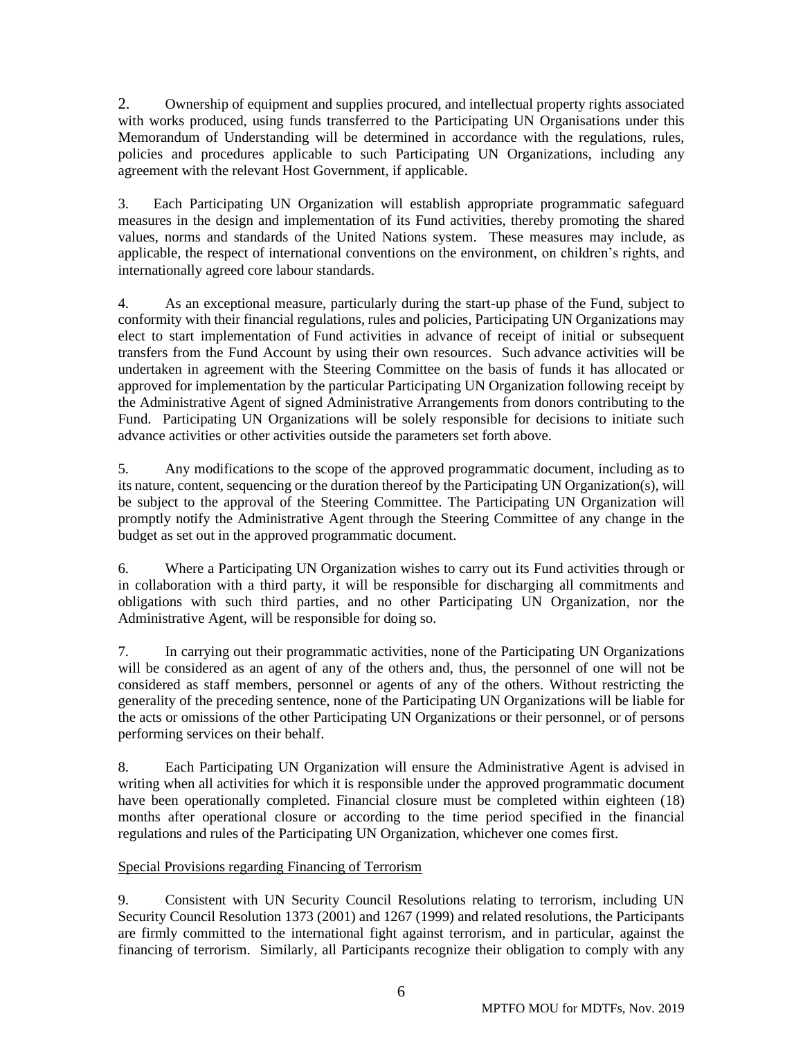2. Ownership of equipment and supplies procured, and intellectual property rights associated with works produced, using funds transferred to the Participating UN Organisations under this Memorandum of Understanding will be determined in accordance with the regulations, rules, policies and procedures applicable to such Participating UN Organizations, including any agreement with the relevant Host Government, if applicable.

3. Each Participating UN Organization will establish appropriate programmatic safeguard measures in the design and implementation of its Fund activities, thereby promoting the shared values, norms and standards of the United Nations system. These measures may include, as applicable, the respect of international conventions on the environment, on children's rights, and internationally agreed core labour standards.

4. As an exceptional measure, particularly during the start-up phase of the Fund, subject to conformity with their financial regulations, rules and policies, Participating UN Organizations may elect to start implementation of Fund activities in advance of receipt of initial or subsequent transfers from the Fund Account by using their own resources. Such advance activities will be undertaken in agreement with the Steering Committee on the basis of funds it has allocated or approved for implementation by the particular Participating UN Organization following receipt by the Administrative Agent of signed Administrative Arrangements from donors contributing to the Fund. Participating UN Organizations will be solely responsible for decisions to initiate such advance activities or other activities outside the parameters set forth above.

5. Any modifications to the scope of the approved programmatic document, including as to its nature, content, sequencing or the duration thereof by the Participating UN Organization(s), will be subject to the approval of the Steering Committee. The Participating UN Organization will promptly notify the Administrative Agent through the Steering Committee of any change in the budget as set out in the approved programmatic document.

6. Where a Participating UN Organization wishes to carry out its Fund activities through or in collaboration with a third party, it will be responsible for discharging all commitments and obligations with such third parties, and no other Participating UN Organization, nor the Administrative Agent, will be responsible for doing so.

7. In carrying out their programmatic activities, none of the Participating UN Organizations will be considered as an agent of any of the others and, thus, the personnel of one will not be considered as staff members, personnel or agents of any of the others. Without restricting the generality of the preceding sentence, none of the Participating UN Organizations will be liable for the acts or omissions of the other Participating UN Organizations or their personnel, or of persons performing services on their behalf.

8. Each Participating UN Organization will ensure the Administrative Agent is advised in writing when all activities for which it is responsible under the approved programmatic document have been operationally completed. Financial closure must be completed within eighteen (18) months after operational closure or according to the time period specified in the financial regulations and rules of the Participating UN Organization, whichever one comes first.

Special Provisions regarding Financing of Terrorism

9. Consistent with UN Security Council Resolutions relating to terrorism, including UN Security Council Resolution 1373 (2001) and 1267 (1999) and related resolutions, the Participants are firmly committed to the international fight against terrorism, and in particular, against the financing of terrorism. Similarly, all Participants recognize their obligation to comply with any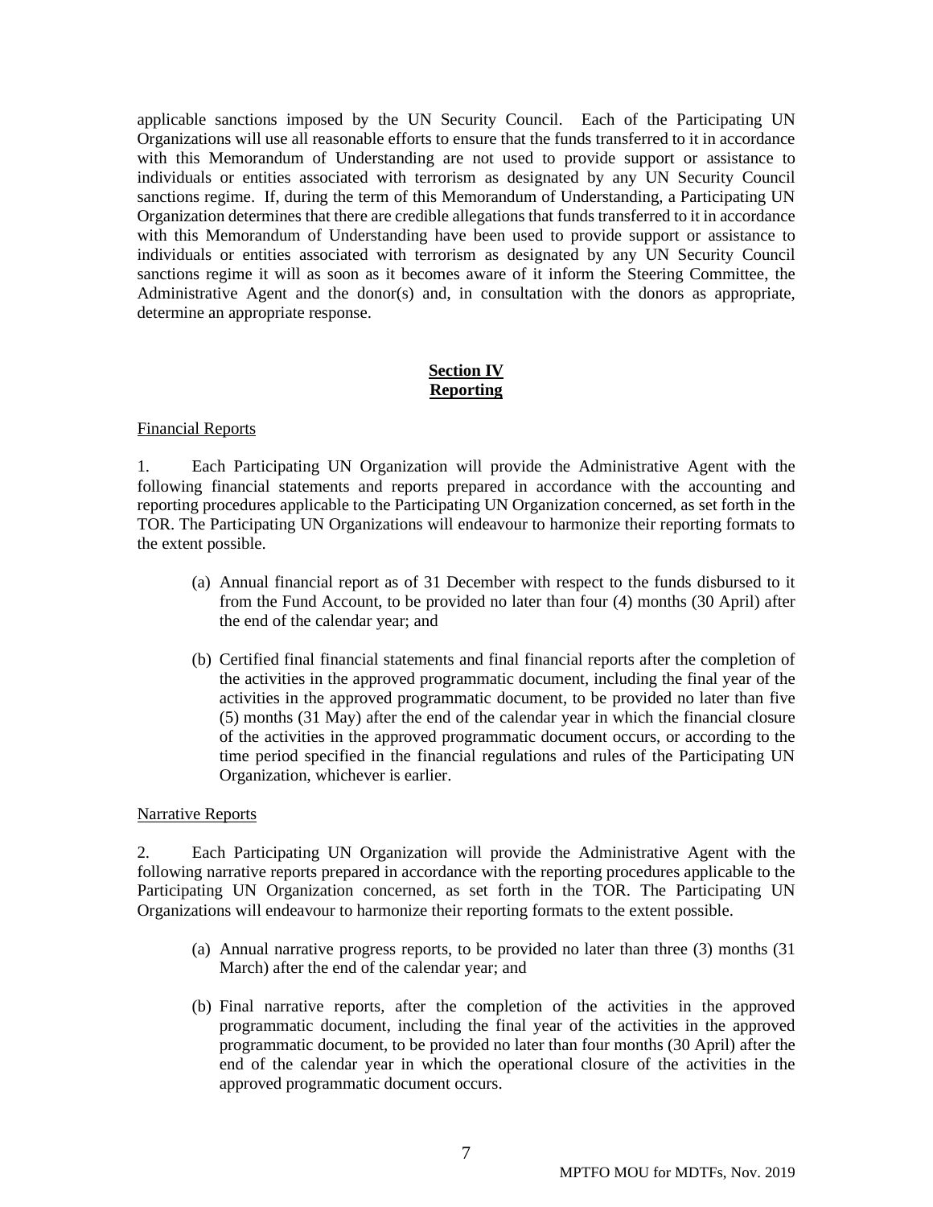applicable sanctions imposed by the UN Security Council. Each of the Participating UN Organizations will use all reasonable efforts to ensure that the funds transferred to it in accordance with this Memorandum of Understanding are not used to provide support or assistance to individuals or entities associated with terrorism as designated by any UN Security Council sanctions regime. If, during the term of this Memorandum of Understanding, a Participating UN Organization determines that there are credible allegations that funds transferred to it in accordance with this Memorandum of Understanding have been used to provide support or assistance to individuals or entities associated with terrorism as designated by any UN Security Council sanctions regime it will as soon as it becomes aware of it inform the Steering Committee, the Administrative Agent and the donor(s) and, in consultation with the donors as appropriate, determine an appropriate response.

## Section IV
## Reporting

Financial Reports

1. Each Participating UN Organization will provide the Administrative Agent with the following financial statements and reports prepared in accordance with the accounting and reporting procedures applicable to the Participating UN Organization concerned, as set forth in the TOR. The Participating UN Organizations will endeavour to harmonize their reporting formats to the extent possible.

   (a) Annual financial report as of 31 December with respect to the funds disbursed to it from the Fund Account, to be provided no later than four (4) months (30 April) after the end of the calendar year; and

   (b) Certified final financial statements and final financial reports after the completion of the activities in the approved programmatic document, including the final year of the activities in the approved programmatic document, to be provided no later than five (5) months (31 May) after the end of the calendar year in which the financial closure of the activities in the approved programmatic document occurs, or according to the time period specified in the financial regulations and rules of the Participating UN Organization, whichever is earlier.

Narrative Reports

2. Each Participating UN Organization will provide the Administrative Agent with the following narrative reports prepared in accordance with the reporting procedures applicable to the Participating UN Organization concerned, as set forth in the TOR. The Participating UN Organizations will endeavour to harmonize their reporting formats to the extent possible.

   (a) Annual narrative progress reports, to be provided no later than three (3) months (31 March) after the end of the calendar year; and

   (b) Final narrative reports, after the completion of the activities in the approved programmatic document, including the final year of the activities in the approved programmatic document, to be provided no later than four months (30 April) after the end of the calendar year in which the operational closure of the activities in the approved programmatic document occurs.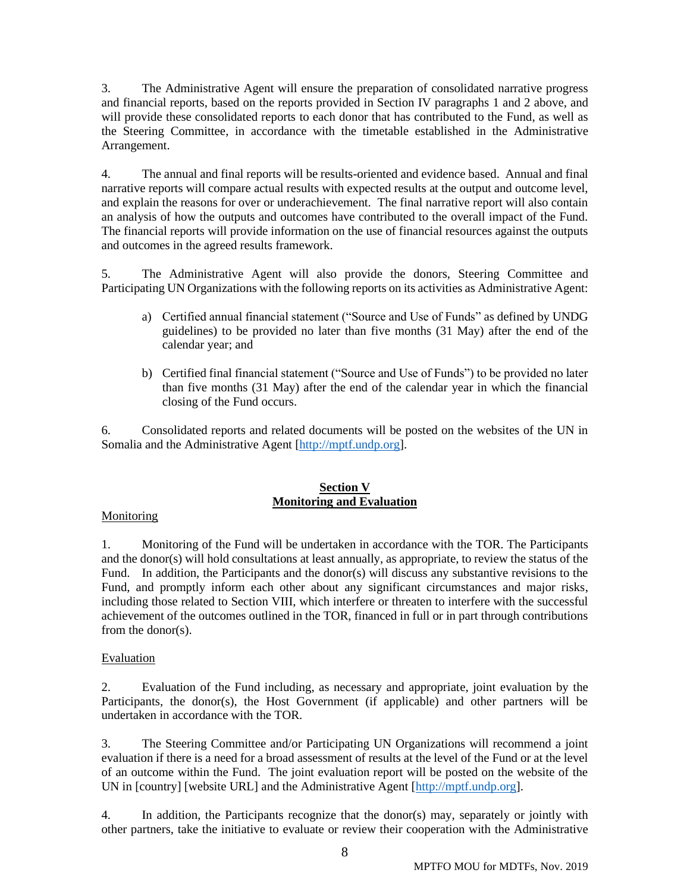3. The Administrative Agent will ensure the preparation of consolidated narrative progress and financial reports, based on the reports provided in Section IV paragraphs 1 and 2 above, and will provide these consolidated reports to each donor that has contributed to the Fund, as well as the Steering Committee, in accordance with the timetable established in the Administrative Arrangement.

4. The annual and final reports will be results-oriented and evidence based. Annual and final narrative reports will compare actual results with expected results at the output and outcome level, and explain the reasons for over or underachievement. The final narrative report will also contain an analysis of how the outputs and outcomes have contributed to the overall impact of the Fund. The financial reports will provide information on the use of financial resources against the outputs and outcomes in the agreed results framework.

5. The Administrative Agent will also provide the donors, Steering Committee and Participating UN Organizations with the following reports on its activities as Administrative Agent:

a) Certified annual financial statement ("Source and Use of Funds" as defined by UNDG guidelines) to be provided no later than five months (31 May) after the end of the calendar year; and

b) Certified final financial statement ("Source and Use of Funds") to be provided no later than five months (31 May) after the end of the calendar year in which the financial closing of the Fund occurs.

6. Consolidated reports and related documents will be posted on the websites of the UN in Somalia and the Administrative Agent [http://mptf.undp.org].

## Section V
## Monitoring and Evaluation

Monitoring

1. Monitoring of the Fund will be undertaken in accordance with the TOR. The Participants and the donor(s) will hold consultations at least annually, as appropriate, to review the status of the Fund. In addition, the Participants and the donor(s) will discuss any substantive revisions to the Fund, and promptly inform each other about any significant circumstances and major risks, including those related to Section VIII, which interfere or threaten to interfere with the successful achievement of the outcomes outlined in the TOR, financed in full or in part through contributions from the donor(s).

Evaluation

2. Evaluation of the Fund including, as necessary and appropriate, joint evaluation by the Participants, the donor(s), the Host Government (if applicable) and other partners will be undertaken in accordance with the TOR.

3. The Steering Committee and/or Participating UN Organizations will recommend a joint evaluation if there is a need for a broad assessment of results at the level of the Fund or at the level of an outcome within the Fund. The joint evaluation report will be posted on the website of the UN in [country] [website URL] and the Administrative Agent [http://mptf.undp.org].

4. In addition, the Participants recognize that the donor(s) may, separately or jointly with other partners, take the initiative to evaluate or review their cooperation with the Administrative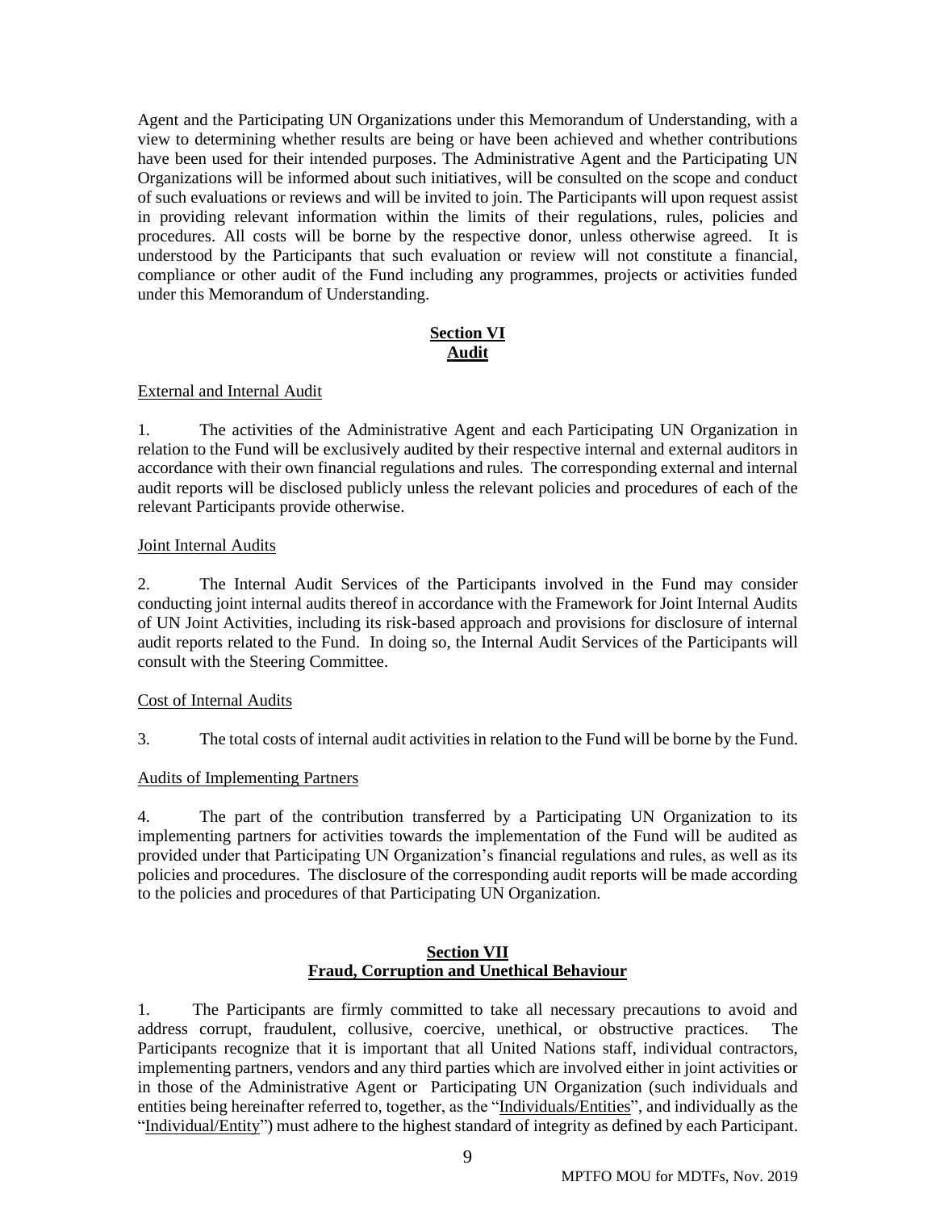Agent and the Participating UN Organizations under this Memorandum of Understanding, with a view to determining whether results are being or have been achieved and whether contributions have been used for their intended purposes. The Administrative Agent and the Participating UN Organizations will be informed about such initiatives, will be consulted on the scope and conduct of such evaluations or reviews and will be invited to join. The Participants will upon request assist in providing relevant information within the limits of their regulations, rules, policies and procedures. All costs will be borne by the respective donor, unless otherwise agreed. It is understood by the Participants that such evaluation or review will not constitute a financial, compliance or other audit of the Fund including any programmes, projects or activities funded under this Memorandum of Understanding.

## Section VI
## Audit

External and Internal Audit

1. The activities of the Administrative Agent and each Participating UN Organization in relation to the Fund will be exclusively audited by their respective internal and external auditors in accordance with their own financial regulations and rules. The corresponding external and internal audit reports will be disclosed publicly unless the relevant policies and procedures of each of the relevant Participants provide otherwise.

Joint Internal Audits

2. The Internal Audit Services of the Participants involved in the Fund may consider conducting joint internal audits thereof in accordance with the Framework for Joint Internal Audits of UN Joint Activities, including its risk-based approach and provisions for disclosure of internal audit reports related to the Fund. In doing so, the Internal Audit Services of the Participants will consult with the Steering Committee.

Cost of Internal Audits

3. The total costs of internal audit activities in relation to the Fund will be borne by the Fund.

Audits of Implementing Partners

4. The part of the contribution transferred by a Participating UN Organization to its implementing partners for activities towards the implementation of the Fund will be audited as provided under that Participating UN Organization's financial regulations and rules, as well as its policies and procedures. The disclosure of the corresponding audit reports will be made according to the policies and procedures of that Participating UN Organization.

## Section VII
## Fraud, Corruption and Unethical Behaviour

1. The Participants are firmly committed to take all necessary precautions to avoid and address corrupt, fraudulent, collusive, coercive, unethical, or obstructive practices. The Participants recognize that it is important that all United Nations staff, individual contractors, implementing partners, vendors and any third parties which are involved either in joint activities or in those of the Administrative Agent or Participating UN Organization (such individuals and entities being hereinafter referred to, together, as the "Individuals/Entities", and individually as the "Individual/Entity") must adhere to the highest standard of integrity as defined by each Participant.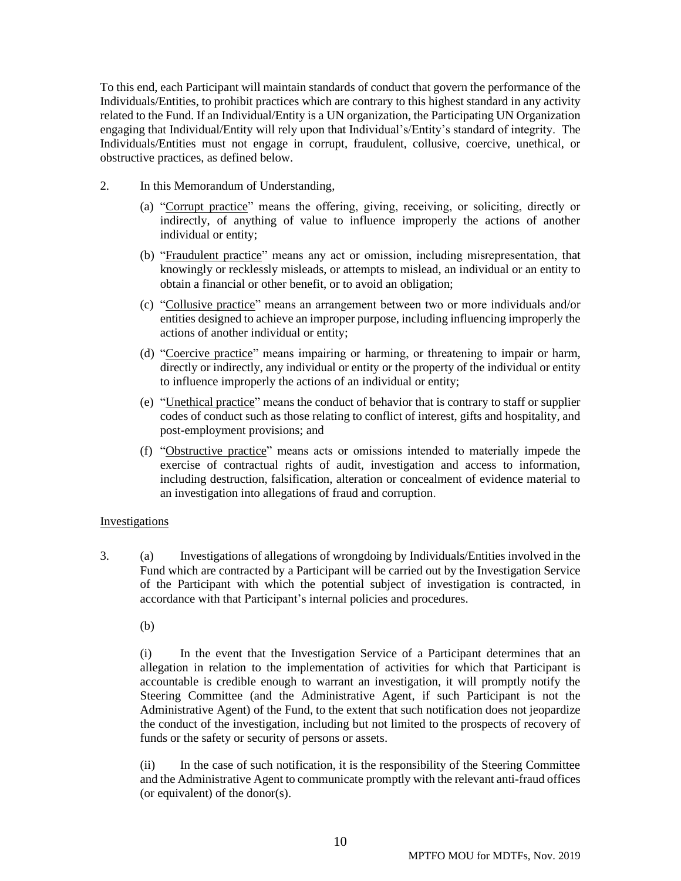To this end, each Participant will maintain standards of conduct that govern the performance of the Individuals/Entities, to prohibit practices which are contrary to this highest standard in any activity related to the Fund. If an Individual/Entity is a UN organization, the Participating UN Organization engaging that Individual/Entity will rely upon that Individual's/Entity's standard of integrity. The Individuals/Entities must not engage in corrupt, fraudulent, collusive, coercive, unethical, or obstructive practices, as defined below.

2. In this Memorandum of Understanding,

   (a) "Corrupt practice" means the offering, giving, receiving, or soliciting, directly or indirectly, of anything of value to influence improperly the actions of another individual or entity;

   (b) "Fraudulent practice" means any act or omission, including misrepresentation, that knowingly or recklessly misleads, or attempts to mislead, an individual or an entity to obtain a financial or other benefit, or to avoid an obligation;

   (c) "Collusive practice" means an arrangement between two or more individuals and/or entities designed to achieve an improper purpose, including influencing improperly the actions of another individual or entity;

   (d) "Coercive practice" means impairing or harming, or threatening to impair or harm, directly or indirectly, any individual or entity or the property of the individual or entity to influence improperly the actions of an individual or entity;

   (e) "Unethical practice" means the conduct of behavior that is contrary to staff or supplier codes of conduct such as those relating to conflict of interest, gifts and hospitality, and post-employment provisions; and

   (f) "Obstructive practice" means acts or omissions intended to materially impede the exercise of contractual rights of audit, investigation and access to information, including destruction, falsification, alteration or concealment of evidence material to an investigation into allegations of fraud and corruption.

Investigations

3. (a) Investigations of allegations of wrongdoing by Individuals/Entities involved in the Fund which are contracted by a Participant will be carried out by the Investigation Service of the Participant with which the potential subject of investigation is contracted, in accordance with that Participant's internal policies and procedures.

   (b)

   (i) In the event that the Investigation Service of a Participant determines that an allegation in relation to the implementation of activities for which that Participant is accountable is credible enough to warrant an investigation, it will promptly notify the Steering Committee (and the Administrative Agent, if such Participant is not the Administrative Agent) of the Fund, to the extent that such notification does not jeopardize the conduct of the investigation, including but not limited to the prospects of recovery of funds or the safety or security of persons or assets.

   (ii) In the case of such notification, it is the responsibility of the Steering Committee and the Administrative Agent to communicate promptly with the relevant anti-fraud offices (or equivalent) of the donor(s).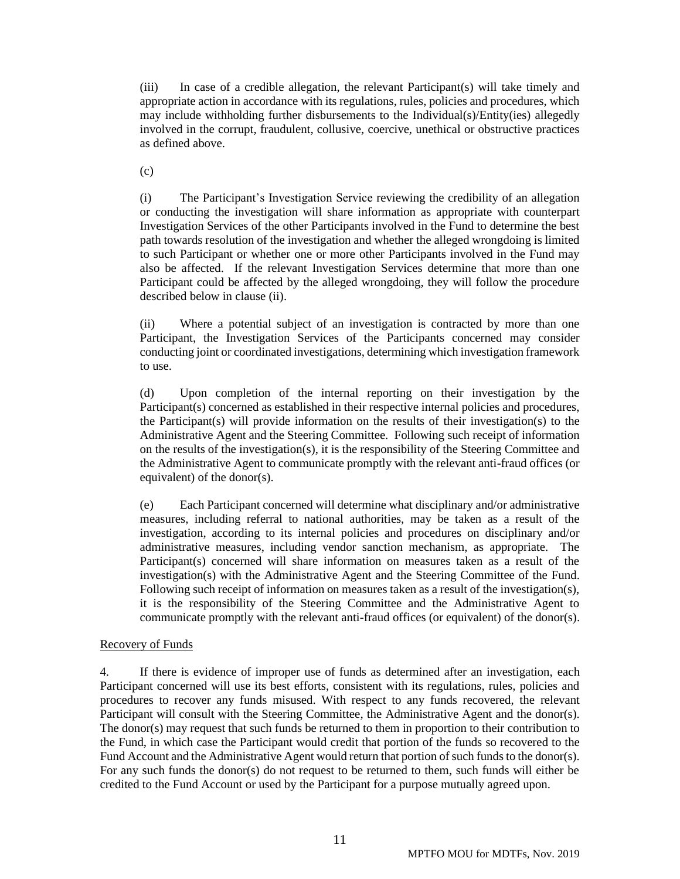(iii) In case of a credible allegation, the relevant Participant(s) will take timely and appropriate action in accordance with its regulations, rules, policies and procedures, which may include withholding further disbursements to the Individual(s)/Entity(ies) allegedly involved in the corrupt, fraudulent, collusive, coercive, unethical or obstructive practices as defined above.

(c)

(i) The Participant's Investigation Service reviewing the credibility of an allegation or conducting the investigation will share information as appropriate with counterpart Investigation Services of the other Participants involved in the Fund to determine the best path towards resolution of the investigation and whether the alleged wrongdoing is limited to such Participant or whether one or more other Participants involved in the Fund may also be affected. If the relevant Investigation Services determine that more than one Participant could be affected by the alleged wrongdoing, they will follow the procedure described below in clause (ii).

(ii) Where a potential subject of an investigation is contracted by more than one Participant, the Investigation Services of the Participants concerned may consider conducting joint or coordinated investigations, determining which investigation framework to use.

(d) Upon completion of the internal reporting on their investigation by the Participant(s) concerned as established in their respective internal policies and procedures, the Participant(s) will provide information on the results of their investigation(s) to the Administrative Agent and the Steering Committee. Following such receipt of information on the results of the investigation(s), it is the responsibility of the Steering Committee and the Administrative Agent to communicate promptly with the relevant anti-fraud offices (or equivalent) of the donor(s).

(e) Each Participant concerned will determine what disciplinary and/or administrative measures, including referral to national authorities, may be taken as a result of the investigation, according to its internal policies and procedures on disciplinary and/or administrative measures, including vendor sanction mechanism, as appropriate. The Participant(s) concerned will share information on measures taken as a result of the investigation(s) with the Administrative Agent and the Steering Committee of the Fund. Following such receipt of information on measures taken as a result of the investigation(s), it is the responsibility of the Steering Committee and the Administrative Agent to communicate promptly with the relevant anti-fraud offices (or equivalent) of the donor(s).

Recovery of Funds

4. If there is evidence of improper use of funds as determined after an investigation, each Participant concerned will use its best efforts, consistent with its regulations, rules, policies and procedures to recover any funds misused. With respect to any funds recovered, the relevant Participant will consult with the Steering Committee, the Administrative Agent and the donor(s). The donor(s) may request that such funds be returned to them in proportion to their contribution to the Fund, in which case the Participant would credit that portion of the funds so recovered to the Fund Account and the Administrative Agent would return that portion of such funds to the donor(s). For any such funds the donor(s) do not request to be returned to them, such funds will either be credited to the Fund Account or used by the Participant for a purpose mutually agreed upon.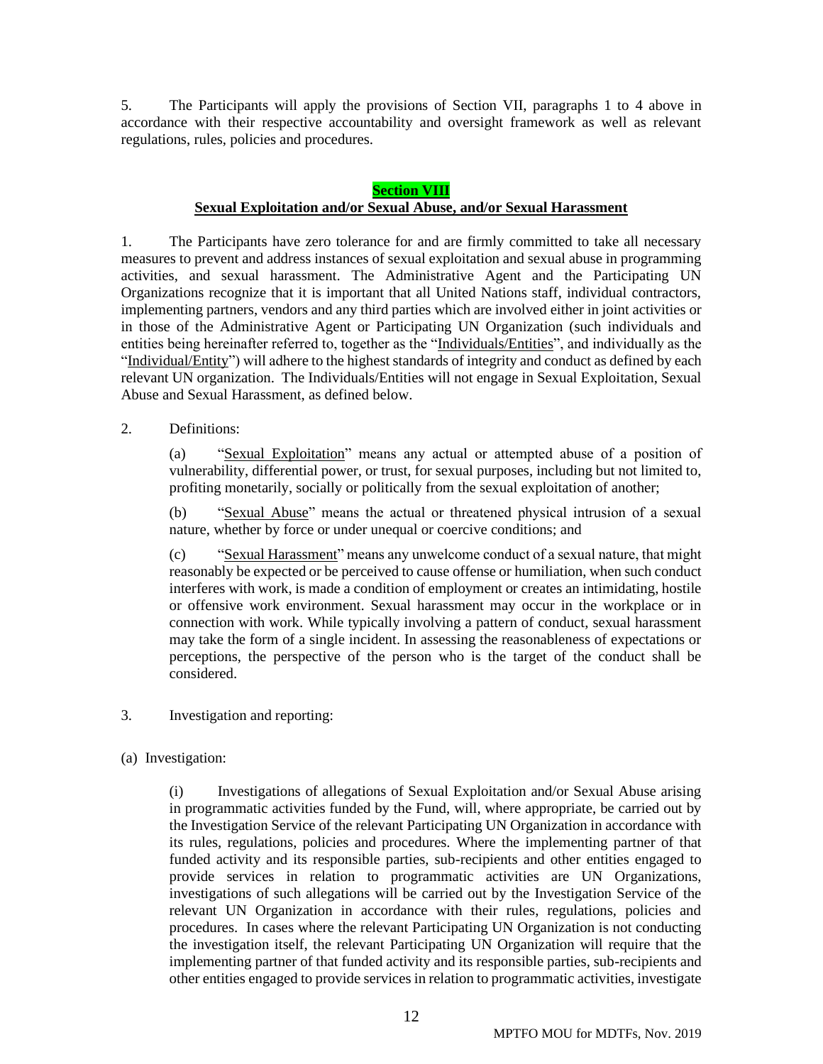5. The Participants will apply the provisions of Section VII, paragraphs 1 to 4 above in accordance with their respective accountability and oversight framework as well as relevant regulations, rules, policies and procedures.

## Section VIII
## Sexual Exploitation and/or Sexual Abuse, and/or Sexual Harassment

1. The Participants have zero tolerance for and are firmly committed to take all necessary measures to prevent and address instances of sexual exploitation and sexual abuse in programming activities, and sexual harassment. The Administrative Agent and the Participating UN Organizations recognize that it is important that all United Nations staff, individual contractors, implementing partners, vendors and any third parties which are involved either in joint activities or in those of the Administrative Agent or Participating UN Organization (such individuals and entities being hereinafter referred to, together as the "Individuals/Entities", and individually as the "Individual/Entity") will adhere to the highest standards of integrity and conduct as defined by each relevant UN organization. The Individuals/Entities will not engage in Sexual Exploitation, Sexual Abuse and Sexual Harassment, as defined below.

2. Definitions:

(a) "Sexual Exploitation" means any actual or attempted abuse of a position of vulnerability, differential power, or trust, for sexual purposes, including but not limited to, profiting monetarily, socially or politically from the sexual exploitation of another;

(b) "Sexual Abuse" means the actual or threatened physical intrusion of a sexual nature, whether by force or under unequal or coercive conditions; and

(c) "Sexual Harassment" means any unwelcome conduct of a sexual nature, that might reasonably be expected or be perceived to cause offense or humiliation, when such conduct interferes with work, is made a condition of employment or creates an intimidating, hostile or offensive work environment. Sexual harassment may occur in the workplace or in connection with work. While typically involving a pattern of conduct, sexual harassment may take the form of a single incident. In assessing the reasonableness of expectations or perceptions, the perspective of the person who is the target of the conduct shall be considered.

3. Investigation and reporting:

(a) Investigation:

(i) Investigations of allegations of Sexual Exploitation and/or Sexual Abuse arising in programmatic activities funded by the Fund, will, where appropriate, be carried out by the Investigation Service of the relevant Participating UN Organization in accordance with its rules, regulations, policies and procedures. Where the implementing partner of that funded activity and its responsible parties, sub-recipients and other entities engaged to provide services in relation to programmatic activities are UN Organizations, investigations of such allegations will be carried out by the Investigation Service of the relevant UN Organization in accordance with their rules, regulations, policies and procedures. In cases where the relevant Participating UN Organization is not conducting the investigation itself, the relevant Participating UN Organization will require that the implementing partner of that funded activity and its responsible parties, sub-recipients and other entities engaged to provide services in relation to programmatic activities, investigate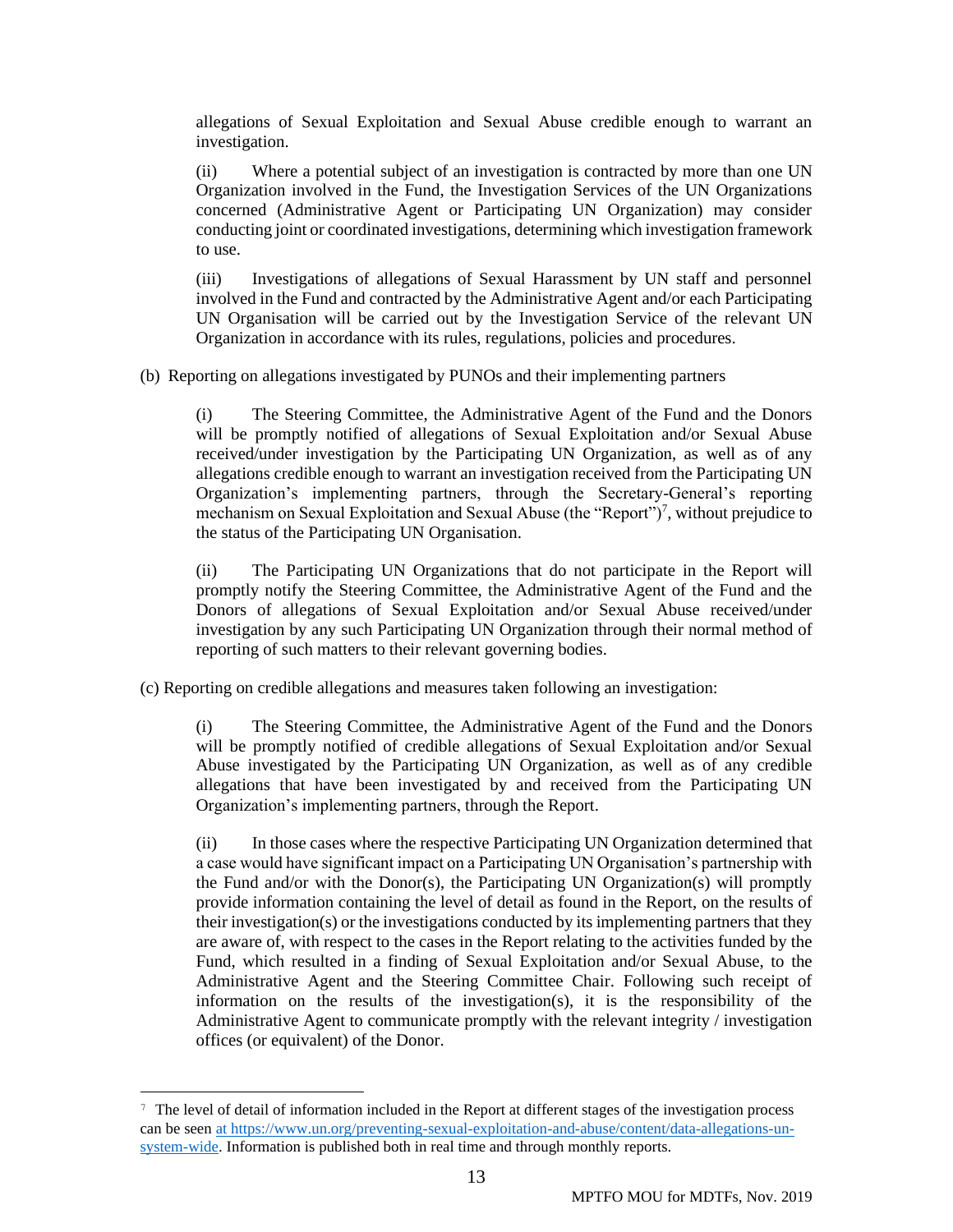allegations of Sexual Exploitation and Sexual Abuse credible enough to warrant an investigation.

(ii) Where a potential subject of an investigation is contracted by more than one UN Organization involved in the Fund, the Investigation Services of the UN Organizations concerned (Administrative Agent or Participating UN Organization) may consider conducting joint or coordinated investigations, determining which investigation framework to use.

(iii) Investigations of allegations of Sexual Harassment by UN staff and personnel involved in the Fund and contracted by the Administrative Agent and/or each Participating UN Organisation will be carried out by the Investigation Service of the relevant UN Organization in accordance with its rules, regulations, policies and procedures.

(b) Reporting on allegations investigated by PUNOs and their implementing partners

(i) The Steering Committee, the Administrative Agent of the Fund and the Donors will be promptly notified of allegations of Sexual Exploitation and/or Sexual Abuse received/under investigation by the Participating UN Organization, as well as of any allegations credible enough to warrant an investigation received from the Participating UN Organization's implementing partners, through the Secretary-General's reporting mechanism on Sexual Exploitation and Sexual Abuse (the "Report")[7], without prejudice to the status of the Participating UN Organisation.

(ii) The Participating UN Organizations that do not participate in the Report will promptly notify the Steering Committee, the Administrative Agent of the Fund and the Donors of allegations of Sexual Exploitation and/or Sexual Abuse received/under investigation by any such Participating UN Organization through their normal method of reporting of such matters to their relevant governing bodies.

(c) Reporting on credible allegations and measures taken following an investigation:

(i) The Steering Committee, the Administrative Agent of the Fund and the Donors will be promptly notified of credible allegations of Sexual Exploitation and/or Sexual Abuse investigated by the Participating UN Organization, as well as of any credible allegations that have been investigated by and received from the Participating UN Organization's implementing partners, through the Report.

(ii) In those cases where the respective Participating UN Organization determined that a case would have significant impact on a Participating UN Organisation's partnership with the Fund and/or with the Donor(s), the Participating UN Organization(s) will promptly provide information containing the level of detail as found in the Report, on the results of their investigation(s) or the investigations conducted by its implementing partners that they are aware of, with respect to the cases in the Report relating to the activities funded by the Fund, which resulted in a finding of Sexual Exploitation and/or Sexual Abuse, to the Administrative Agent and the Steering Committee Chair. Following such receipt of information on the results of the investigation(s), it is the responsibility of the Administrative Agent to communicate promptly with the relevant integrity / investigation offices (or equivalent) of the Donor.

[7] The level of detail of information included in the Report at different stages of the investigation process can be seen at https://www.un.org/preventing-sexual-exploitation-and-abuse/content/data-allegations-un-system-wide. Information is published both in real time and through monthly reports.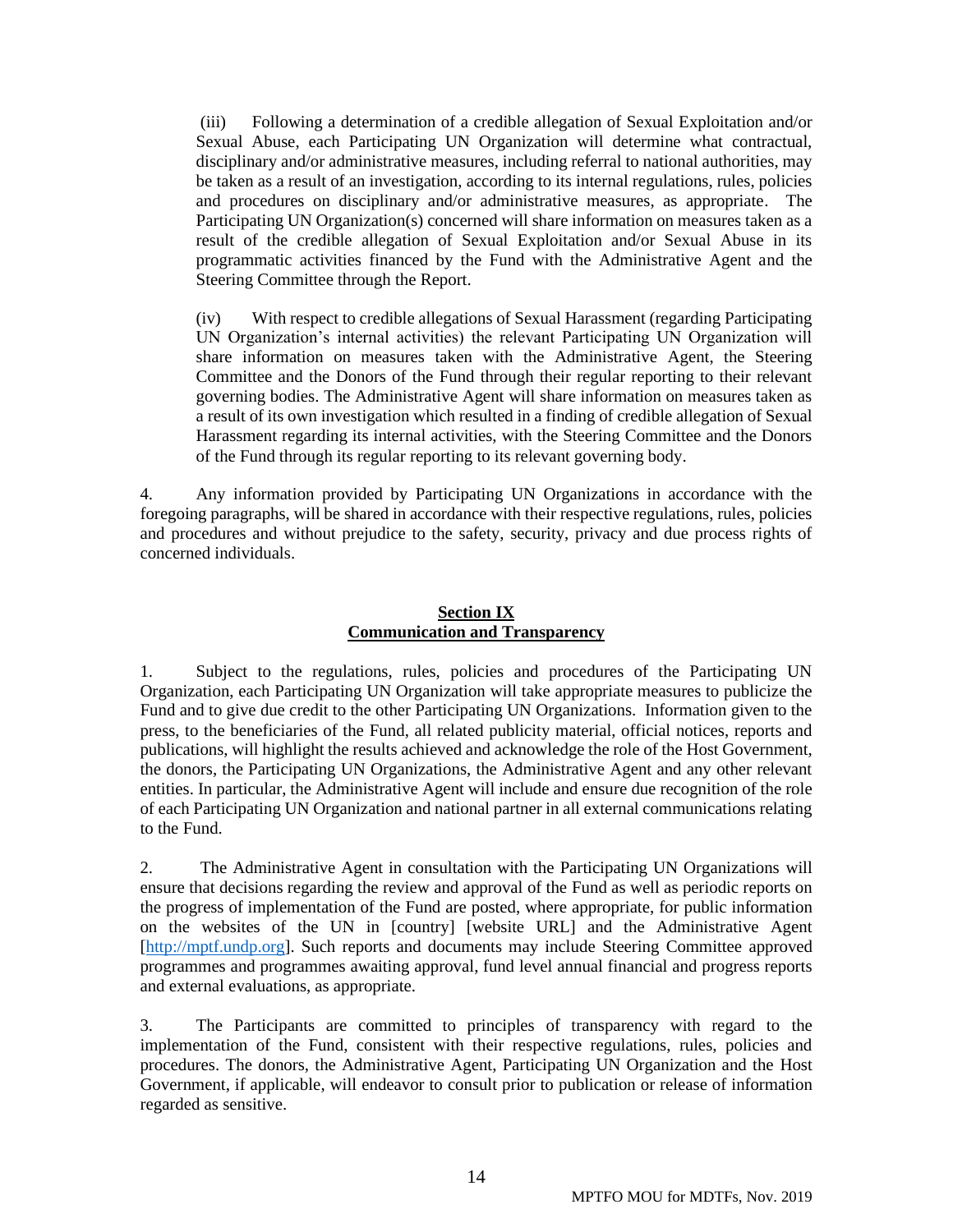(iii) Following a determination of a credible allegation of Sexual Exploitation and/or Sexual Abuse, each Participating UN Organization will determine what contractual, disciplinary and/or administrative measures, including referral to national authorities, may be taken as a result of an investigation, according to its internal regulations, rules, policies and procedures on disciplinary and/or administrative measures, as appropriate. The Participating UN Organization(s) concerned will share information on measures taken as a result of the credible allegation of Sexual Exploitation and/or Sexual Abuse in its programmatic activities financed by the Fund with the Administrative Agent and the Steering Committee through the Report.

(iv) With respect to credible allegations of Sexual Harassment (regarding Participating UN Organization's internal activities) the relevant Participating UN Organization will share information on measures taken with the Administrative Agent, the Steering Committee and the Donors of the Fund through their regular reporting to their relevant governing bodies. The Administrative Agent will share information on measures taken as a result of its own investigation which resulted in a finding of credible allegation of Sexual Harassment regarding its internal activities, with the Steering Committee and the Donors of the Fund through its regular reporting to its relevant governing body.

4. Any information provided by Participating UN Organizations in accordance with the foregoing paragraphs, will be shared in accordance with their respective regulations, rules, policies and procedures and without prejudice to the safety, security, privacy and due process rights of concerned individuals.

## Section IX
## Communication and Transparency

1. Subject to the regulations, rules, policies and procedures of the Participating UN Organization, each Participating UN Organization will take appropriate measures to publicize the Fund and to give due credit to the other Participating UN Organizations. Information given to the press, to the beneficiaries of the Fund, all related publicity material, official notices, reports and publications, will highlight the results achieved and acknowledge the role of the Host Government, the donors, the Participating UN Organizations, the Administrative Agent and any other relevant entities. In particular, the Administrative Agent will include and ensure due recognition of the role of each Participating UN Organization and national partner in all external communications relating to the Fund.

2. The Administrative Agent in consultation with the Participating UN Organizations will ensure that decisions regarding the review and approval of the Fund as well as periodic reports on the progress of implementation of the Fund are posted, where appropriate, for public information on the websites of the UN in [country] [website URL] and the Administrative Agent [http://mptf.undp.org]. Such reports and documents may include Steering Committee approved programmes and programmes awaiting approval, fund level annual financial and progress reports and external evaluations, as appropriate.

3. The Participants are committed to principles of transparency with regard to the implementation of the Fund, consistent with their respective regulations, rules, policies and procedures. The donors, the Administrative Agent, Participating UN Organization and the Host Government, if applicable, will endeavor to consult prior to publication or release of information regarded as sensitive.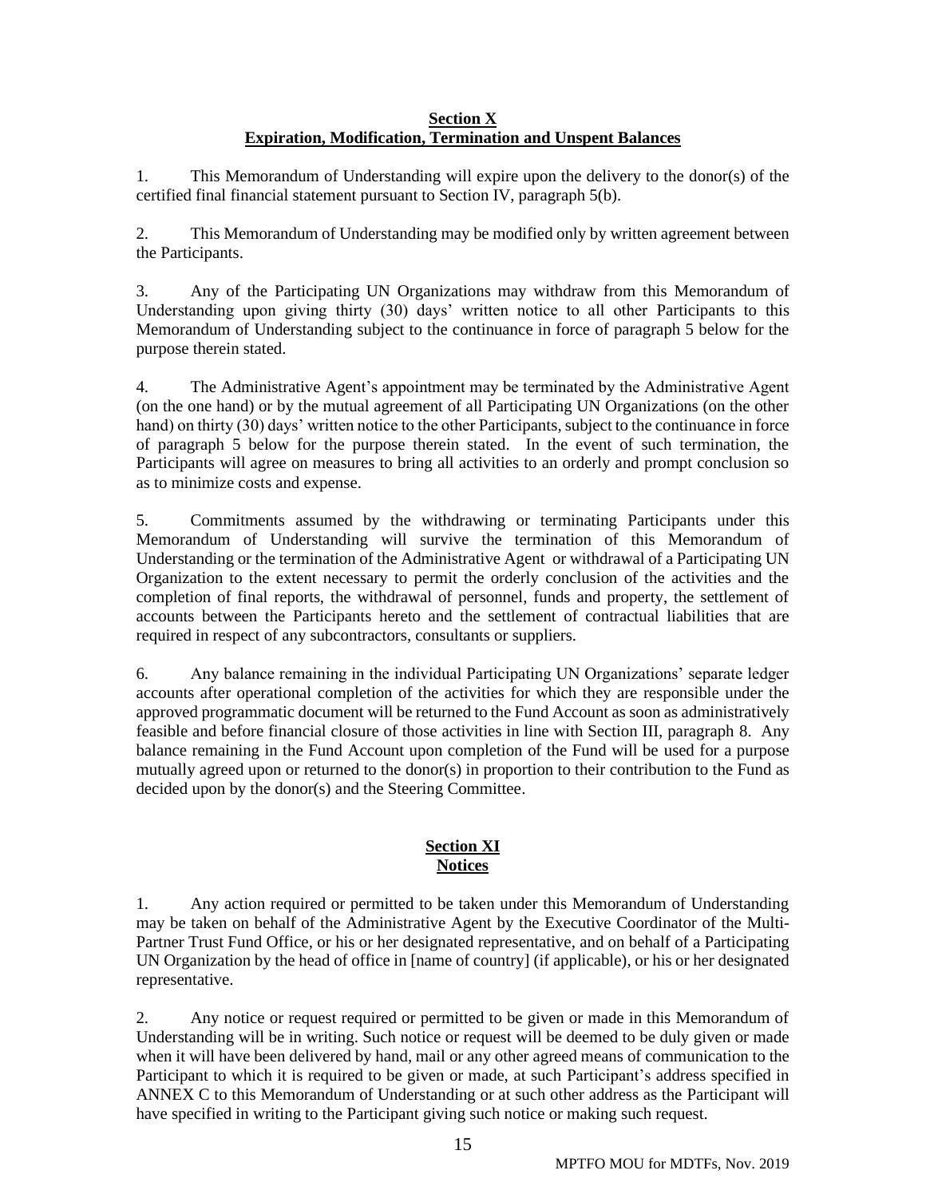## Section X
## Expiration, Modification, Termination and Unspent Balances

1. This Memorandum of Understanding will expire upon the delivery to the donor(s) of the certified final financial statement pursuant to Section IV, paragraph 5(b).

2. This Memorandum of Understanding may be modified only by written agreement between the Participants.

3. Any of the Participating UN Organizations may withdraw from this Memorandum of Understanding upon giving thirty (30) days' written notice to all other Participants to this Memorandum of Understanding subject to the continuance in force of paragraph 5 below for the purpose therein stated.

4. The Administrative Agent's appointment may be terminated by the Administrative Agent (on the one hand) or by the mutual agreement of all Participating UN Organizations (on the other hand) on thirty (30) days' written notice to the other Participants, subject to the continuance in force of paragraph 5 below for the purpose therein stated. In the event of such termination, the Participants will agree on measures to bring all activities to an orderly and prompt conclusion so as to minimize costs and expense.

5. Commitments assumed by the withdrawing or terminating Participants under this Memorandum of Understanding will survive the termination of this Memorandum of Understanding or the termination of the Administrative Agent or withdrawal of a Participating UN Organization to the extent necessary to permit the orderly conclusion of the activities and the completion of final reports, the withdrawal of personnel, funds and property, the settlement of accounts between the Participants hereto and the settlement of contractual liabilities that are required in respect of any subcontractors, consultants or suppliers.

6. Any balance remaining in the individual Participating UN Organizations' separate ledger accounts after operational completion of the activities for which they are responsible under the approved programmatic document will be returned to the Fund Account as soon as administratively feasible and before financial closure of those activities in line with Section III, paragraph 8. Any balance remaining in the Fund Account upon completion of the Fund will be used for a purpose mutually agreed upon or returned to the donor(s) in proportion to their contribution to the Fund as decided upon by the donor(s) and the Steering Committee.

## Section XI
## Notices

1. Any action required or permitted to be taken under this Memorandum of Understanding may be taken on behalf of the Administrative Agent by the Executive Coordinator of the Multi-Partner Trust Fund Office, or his or her designated representative, and on behalf of a Participating UN Organization by the head of office in [name of country] (if applicable), or his or her designated representative.

2. Any notice or request required or permitted to be given or made in this Memorandum of Understanding will be in writing. Such notice or request will be deemed to be duly given or made when it will have been delivered by hand, mail or any other agreed means of communication to the Participant to which it is required to be given or made, at such Participant's address specified in ANNEX C to this Memorandum of Understanding or at such other address as the Participant will have specified in writing to the Participant giving such notice or making such request.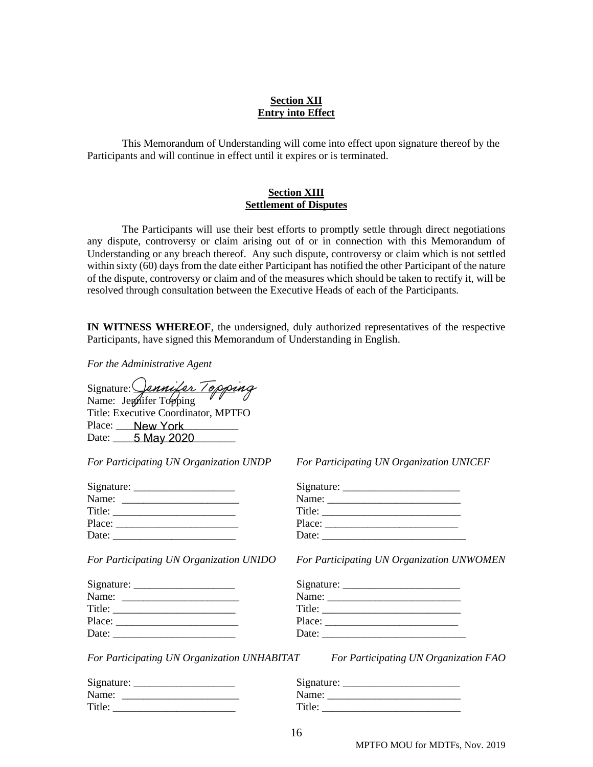**Section XII**
**Entry into Effect**

This Memorandum of Understanding will come into effect upon signature thereof by the Participants and will continue in effect until it expires or is terminated.

**Section XIII**
**Settlement of Disputes**

The Participants will use their best efforts to promptly settle through direct negotiations any dispute, controversy or claim arising out of or in connection with this Memorandum of Understanding or any breach thereof. Any such dispute, controversy or claim which is not settled within sixty (60) days from the date either Participant has notified the other Participant of the nature of the dispute, controversy or claim and of the measures which should be taken to rectify it, will be resolved through consultation between the Executive Heads of each of the Participants.

**IN WITNESS WHEREOF**, the undersigned, duly authorized representatives of the respective Participants, have signed this Memorandum of Understanding in English.

*For the Administrative Agent*

Signature: Jennifer Topping
Name: Jennifer Topping
Title: Executive Coordinator, MPTFO
Place: New York
Date: 5 May 2020

*For Participating UN Organization UNDP*

Signature: ___________________
Name: ______________________
Title: _______________________
Place: _______________________
Date: _______________________

*For Participating UN Organization UNICEF*

Signature: ______________________
Name: _________________________
Title: __________________________
Place: _________________________
Date: ___________________________

*For Participating UN Organization UNIDO*

Signature: ___________________
Name: ______________________
Title: _______________________
Place: _______________________
Date: _______________________

*For Participating UN Organization UNWOMEN*

Signature: ______________________
Name: _________________________
Title: __________________________
Place: _________________________
Date: ___________________________

*For Participating UN Organization UNHABITAT*

Signature: ___________________
Name: ______________________
Title: _______________________

*For Participating UN Organization FAO*

Signature: ______________________
Name: _________________________
Title: __________________________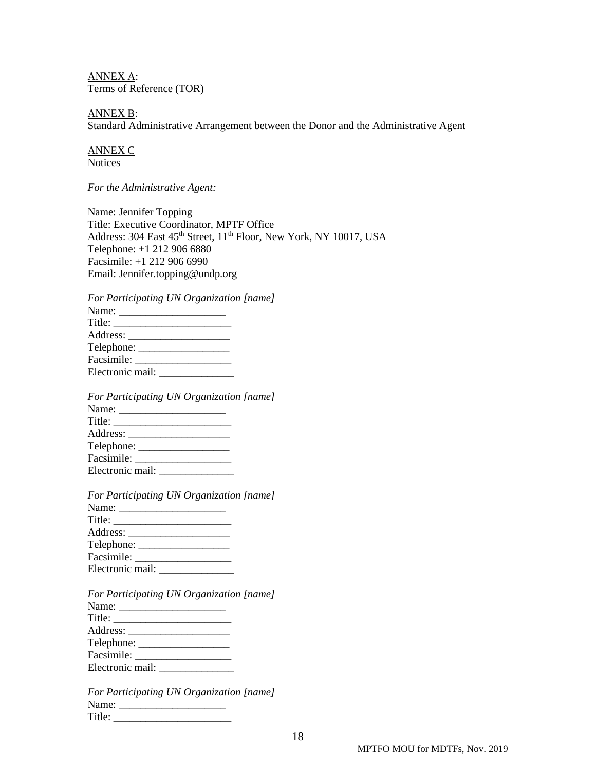<u>ANNEX A</u>:
Terms of Reference (TOR)

<u>ANNEX B</u>:
Standard Administrative Arrangement between the Donor and the Administrative Agent

<u>ANNEX C</u>
Notices

*For the Administrative Agent:*

Name: Jennifer Topping
Title: Executive Coordinator, MPTF Office
Address: 304 East 45th Street, 11th Floor, New York, NY 10017, USA
Telephone: +1 212 906 6880
Facsimile: +1 212 906 6990
Email: Jennifer.topping@undp.org

*For Participating UN Organization [name]*
Name: ____________________
Title: ______________________
Address: ___________________
Telephone: _________________
Facsimile: __________________
Electronic mail: ______________

*For Participating UN Organization [name]*
Name: ____________________
Title: ______________________
Address: ___________________
Telephone: _________________
Facsimile: __________________
Electronic mail: ______________

*For Participating UN Organization [name]*
Name: ____________________
Title: ______________________
Address: ___________________
Telephone: _________________
Facsimile: __________________
Electronic mail: ______________

*For Participating UN Organization [name]*
Name: ____________________
Title: ______________________
Address: ___________________
Telephone: _________________
Facsimile: __________________
Electronic mail: ______________

*For Participating UN Organization [name]*
Name: ____________________
Title: ______________________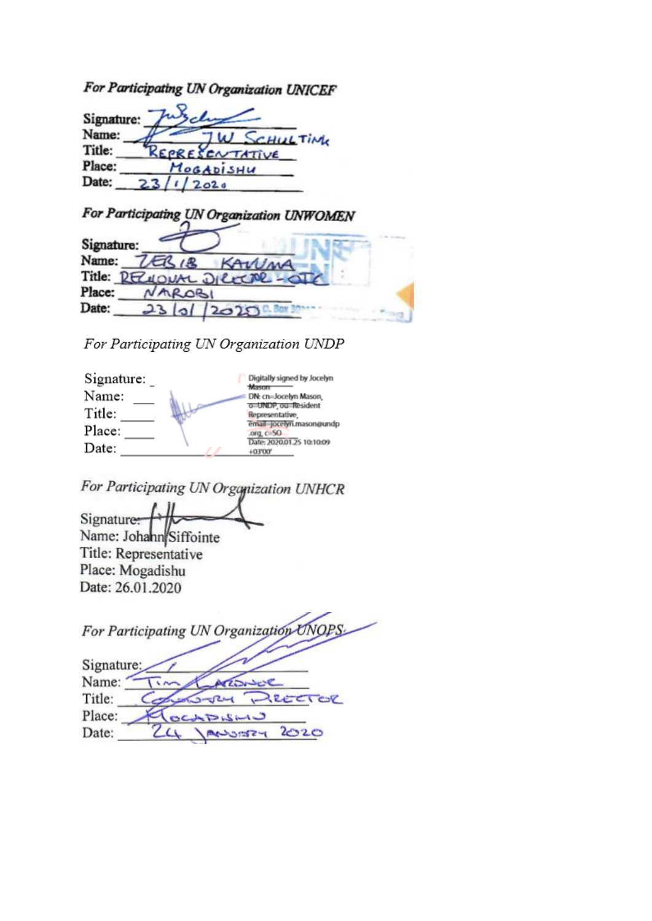*For Participating UN Organization UNICEF*

Signature: 
Name: JW Schultink
Title: Representative
Place: Mogadishu
Date: 23/1/2020

*For Participating UN Organization UNWOMEN*

Signature: 
Name: Zebib Kavuma
Title: Regional Director - ESA
Place: Nairobi
Date: 23/01/2020

*For Participating UN Organization UNDP*

Signature: 
Name: 
Title: 
Place: 
Date: 

Digitally signed by Jocelyn Mason
DN: cn=Jocelyn Mason, o=UNDP, ou=Resident Representative, email=jocelyn.mason@undp.org, c=SO
Date: 2020.01.25 10:10:09 +03'00'

*For Participating UN Organization UNHCR*

Signature: 
Name: Johann Siffointe
Title: Representative
Place: Mogadishu
Date: 26.01.2020

*For Participating UN Organization UNOPS*

Signature: 
Name: Tim Lardner
Title: Country Director
Place: Mogadishu
Date: 24 January 2020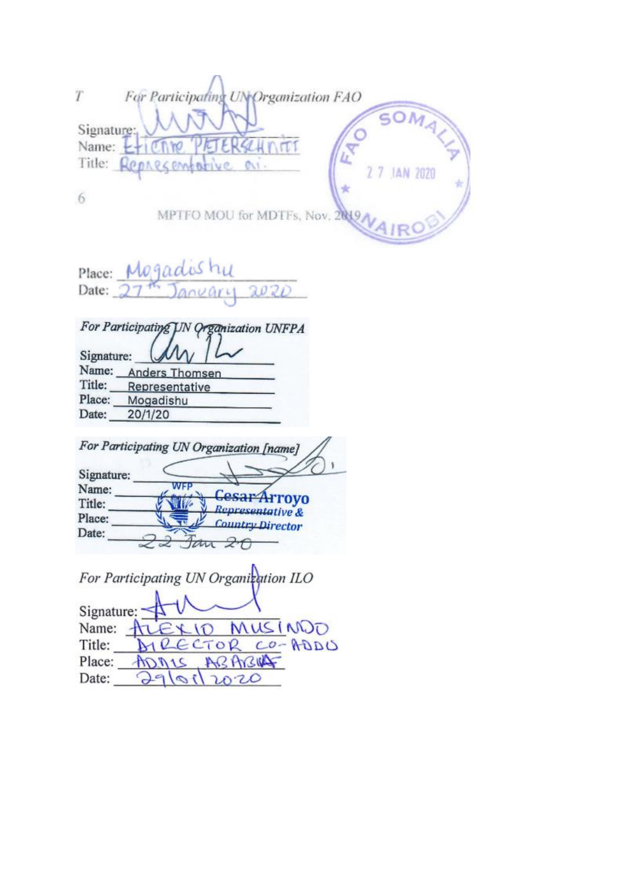*For Participating UN Organization FAO*

Signature: 
Name: Etienne PETERSCHMITT
Title: Representative a.i.

FAO SOMALIA
27 JAN 2020
NAIROBI

MPTFO MOU for MDTFs, Nov. 2019

Place: Mogadishu
Date: 27th January 2020

*For Participating UN Organization UNFPA*

Signature: 
Name: Anders Thomsen
Title: Representative
Place: Mogadishu
Date: 20/1/20

*For Participating UN Organization [name]*

Signature: 
Name: 
Title: 
Place: 
Date: 22 Jan 20

WFP
Cesar Arroyo
Representative & Country Director

*For Participating UN Organization ILO*

Signature: 
Name: ALEXIO MUSINDO
Title: DIRECTOR CO-ADDU
Place: ADDIS ABABA
Date: 29/01/2020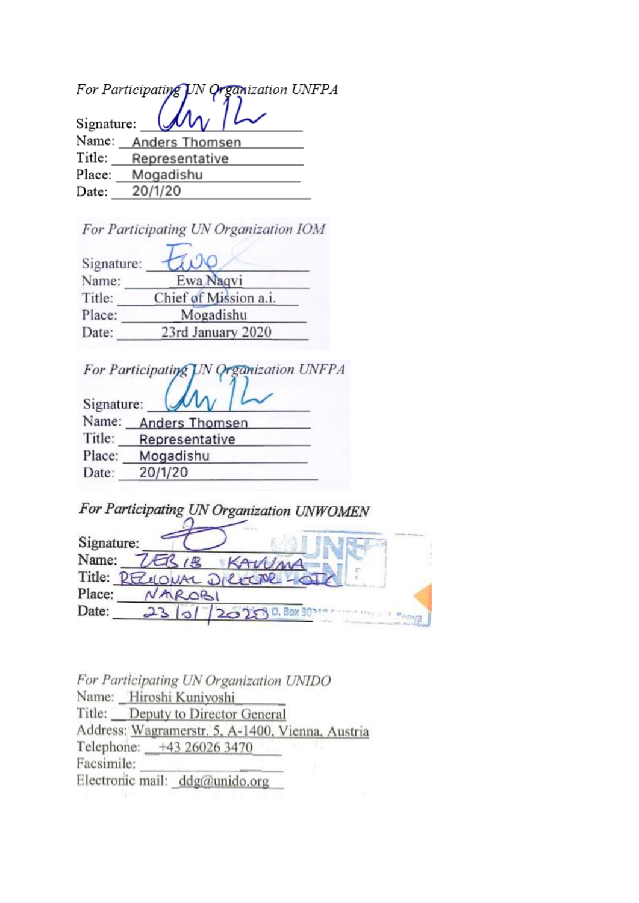*For Participating UN Organization UNFPA*

Signature:

Name: Anders Thomsen

Title: Representative

Place: Mogadishu

Date: 20/1/20

*For Participating UN Organization IOM*

Signature:

Name: Ewa Naqvi

Title: Chief of Mission a.i.

Place: Mogadishu

Date: 23rd January 2020

*For Participating UN Organization UNFPA*

Signature:

Name: Anders Thomsen

Title: Representative

Place: Mogadishu

Date: 20/1/20

*For Participating UN Organization UNWOMEN*

Signature:

Name: ZEBIB KAVUMA

Title: REGIONAL DIRECTOR - ESA

Place: NAIROBI

Date: 23/01/2020

*For Participating UN Organization UNIDO*

Name: Hiroshi Kuniyoshi

Title: Deputy to Director General

Address: Wagramerstr. 5, A-1400, Vienna, Austria

Telephone: +43 26026 3470

Facsimile:

Electronic mail: ddg@unido.org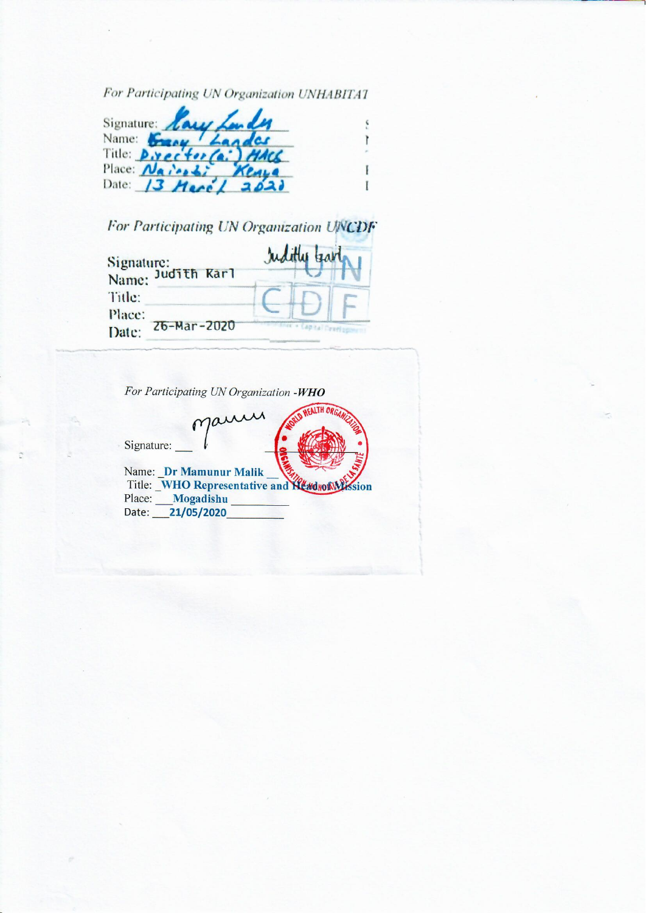*For Participating UN Organization UNHABITAT*

Signature: Gary Lewis
Name: Gary Landes
Title: Director (a.i.) MACS
Place: Nairobi, Kenya
Date: 13 March 2020

*For Participating UN Organization UNCDF*

Signature: Judith Karl
Name: Judith Karl
Title:
Place:
Date: 26-Mar-2020

*For Participating UN Organization -WHO*

Signature:

Name: **Dr Mamunur Malik**
Title: **WHO Representative and Head of Mission**
Place: **Mogadishu**
Date: **21/05/2020**